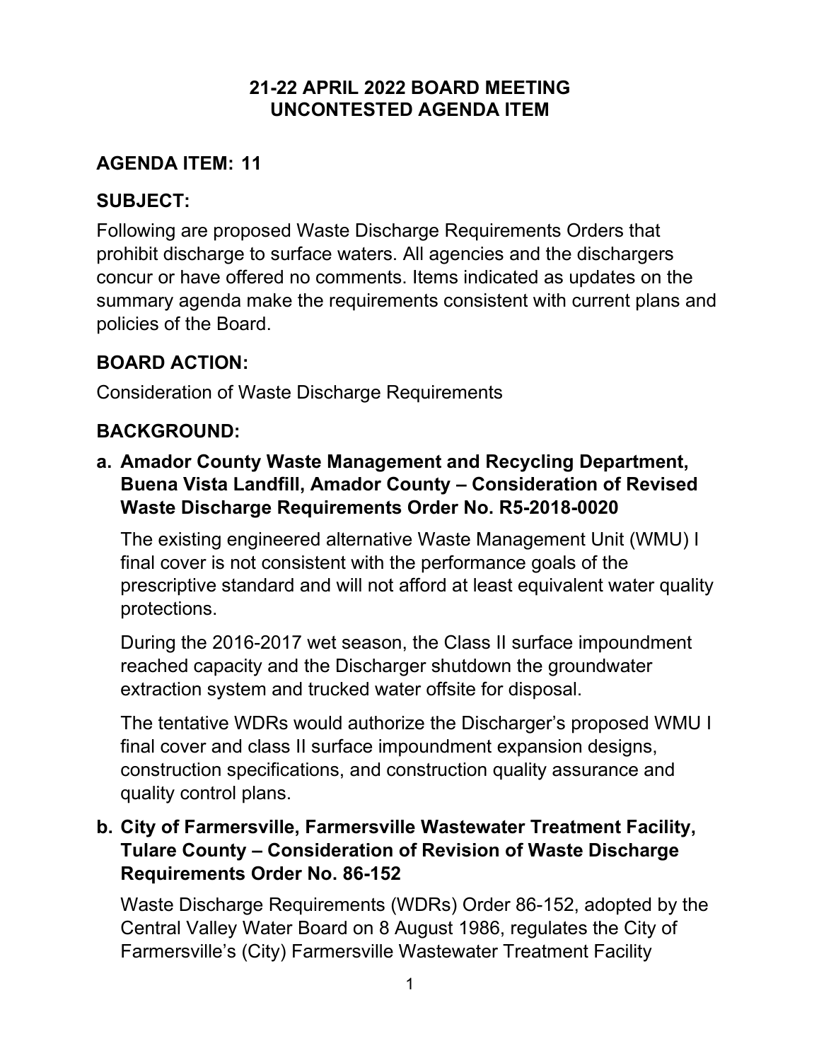# 21-22 APRIL 2022 BOARD MEETING
# UNCONTESTED AGENDA ITEM

## AGENDA ITEM: 11

## SUBJECT:

Following are proposed Waste Discharge Requirements Orders that prohibit discharge to surface waters. All agencies and the dischargers concur or have offered no comments. Items indicated as updates on the summary agenda make the requirements consistent with current plans and policies of the Board.

## BOARD ACTION:

Consideration of Waste Discharge Requirements

## BACKGROUND:

**a. Amador County Waste Management and Recycling Department, Buena Vista Landfill, Amador County – Consideration of Revised Waste Discharge Requirements Order No. R5-2018-0020**

The existing engineered alternative Waste Management Unit (WMU) I final cover is not consistent with the performance goals of the prescriptive standard and will not afford at least equivalent water quality protections.

During the 2016-2017 wet season, the Class II surface impoundment reached capacity and the Discharger shutdown the groundwater extraction system and trucked water offsite for disposal.

The tentative WDRs would authorize the Discharger's proposed WMU I final cover and class II surface impoundment expansion designs, construction specifications, and construction quality assurance and quality control plans.

**b. City of Farmersville, Farmersville Wastewater Treatment Facility, Tulare County – Consideration of Revision of Waste Discharge Requirements Order No. 86-152**

Waste Discharge Requirements (WDRs) Order 86-152, adopted by the Central Valley Water Board on 8 August 1986, regulates the City of Farmersville's (City) Farmersville Wastewater Treatment Facility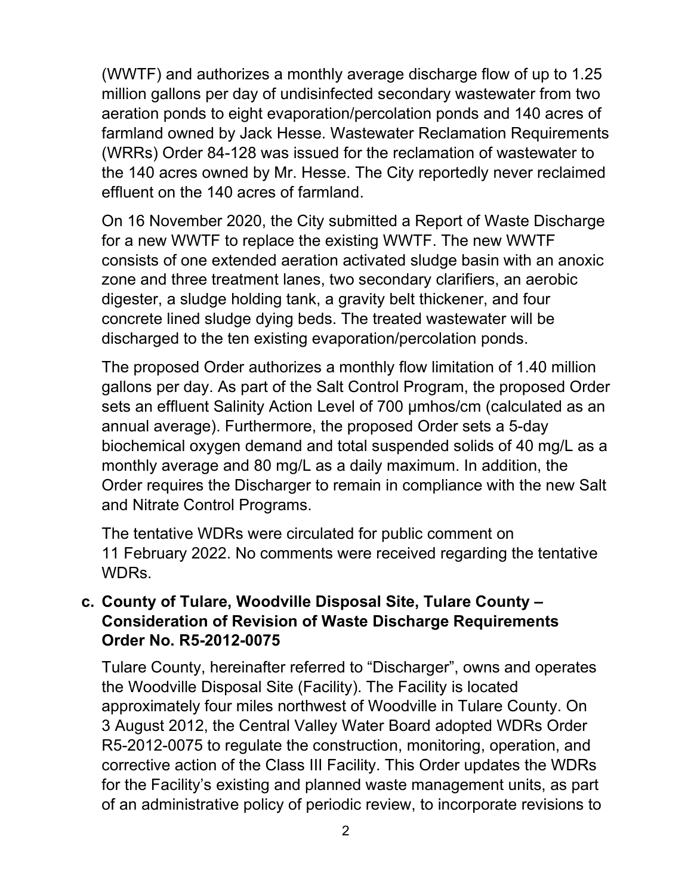(WWTF) and authorizes a monthly average discharge flow of up to 1.25 million gallons per day of undisinfected secondary wastewater from two aeration ponds to eight evaporation/percolation ponds and 140 acres of farmland owned by Jack Hesse. Wastewater Reclamation Requirements (WRRs) Order 84-128 was issued for the reclamation of wastewater to the 140 acres owned by Mr. Hesse. The City reportedly never reclaimed effluent on the 140 acres of farmland.

On 16 November 2020, the City submitted a Report of Waste Discharge for a new WWTF to replace the existing WWTF. The new WWTF consists of one extended aeration activated sludge basin with an anoxic zone and three treatment lanes, two secondary clarifiers, an aerobic digester, a sludge holding tank, a gravity belt thickener, and four concrete lined sludge dying beds. The treated wastewater will be discharged to the ten existing evaporation/percolation ponds.

The proposed Order authorizes a monthly flow limitation of 1.40 million gallons per day. As part of the Salt Control Program, the proposed Order sets an effluent Salinity Action Level of 700 µmhos/cm (calculated as an annual average). Furthermore, the proposed Order sets a 5-day biochemical oxygen demand and total suspended solids of 40 mg/L as a monthly average and 80 mg/L as a daily maximum. In addition, the Order requires the Discharger to remain in compliance with the new Salt and Nitrate Control Programs.

The tentative WDRs were circulated for public comment on 11 February 2022. No comments were received regarding the tentative WDRs.

**c. County of Tulare, Woodville Disposal Site, Tulare County – Consideration of Revision of Waste Discharge Requirements Order No. R5-2012-0075**

Tulare County, hereinafter referred to "Discharger", owns and operates the Woodville Disposal Site (Facility). The Facility is located approximately four miles northwest of Woodville in Tulare County. On 3 August 2012, the Central Valley Water Board adopted WDRs Order R5-2012-0075 to regulate the construction, monitoring, operation, and corrective action of the Class III Facility. This Order updates the WDRs for the Facility's existing and planned waste management units, as part of an administrative policy of periodic review, to incorporate revisions to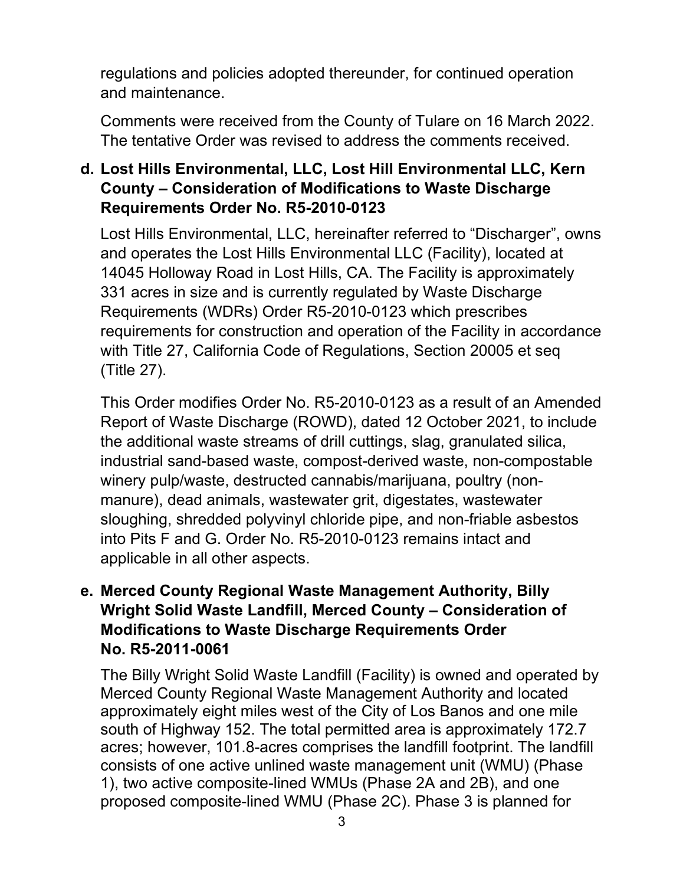regulations and policies adopted thereunder, for continued operation and maintenance.

Comments were received from the County of Tulare on 16 March 2022. The tentative Order was revised to address the comments received.

**d. Lost Hills Environmental, LLC, Lost Hill Environmental LLC, Kern County – Consideration of Modifications to Waste Discharge Requirements Order No. R5-2010-0123**

Lost Hills Environmental, LLC, hereinafter referred to "Discharger", owns and operates the Lost Hills Environmental LLC (Facility), located at 14045 Holloway Road in Lost Hills, CA. The Facility is approximately 331 acres in size and is currently regulated by Waste Discharge Requirements (WDRs) Order R5-2010-0123 which prescribes requirements for construction and operation of the Facility in accordance with Title 27, California Code of Regulations, Section 20005 et seq (Title 27).

This Order modifies Order No. R5-2010-0123 as a result of an Amended Report of Waste Discharge (ROWD), dated 12 October 2021, to include the additional waste streams of drill cuttings, slag, granulated silica, industrial sand-based waste, compost-derived waste, non-compostable winery pulp/waste, destructed cannabis/marijuana, poultry (non-manure), dead animals, wastewater grit, digestates, wastewater sloughing, shredded polyvinyl chloride pipe, and non-friable asbestos into Pits F and G. Order No. R5-2010-0123 remains intact and applicable in all other aspects.

**e. Merced County Regional Waste Management Authority, Billy Wright Solid Waste Landfill, Merced County – Consideration of Modifications to Waste Discharge Requirements Order No. R5-2011-0061**

The Billy Wright Solid Waste Landfill (Facility) is owned and operated by Merced County Regional Waste Management Authority and located approximately eight miles west of the City of Los Banos and one mile south of Highway 152. The total permitted area is approximately 172.7 acres; however, 101.8-acres comprises the landfill footprint. The landfill consists of one active unlined waste management unit (WMU) (Phase 1), two active composite-lined WMUs (Phase 2A and 2B), and one proposed composite-lined WMU (Phase 2C). Phase 3 is planned for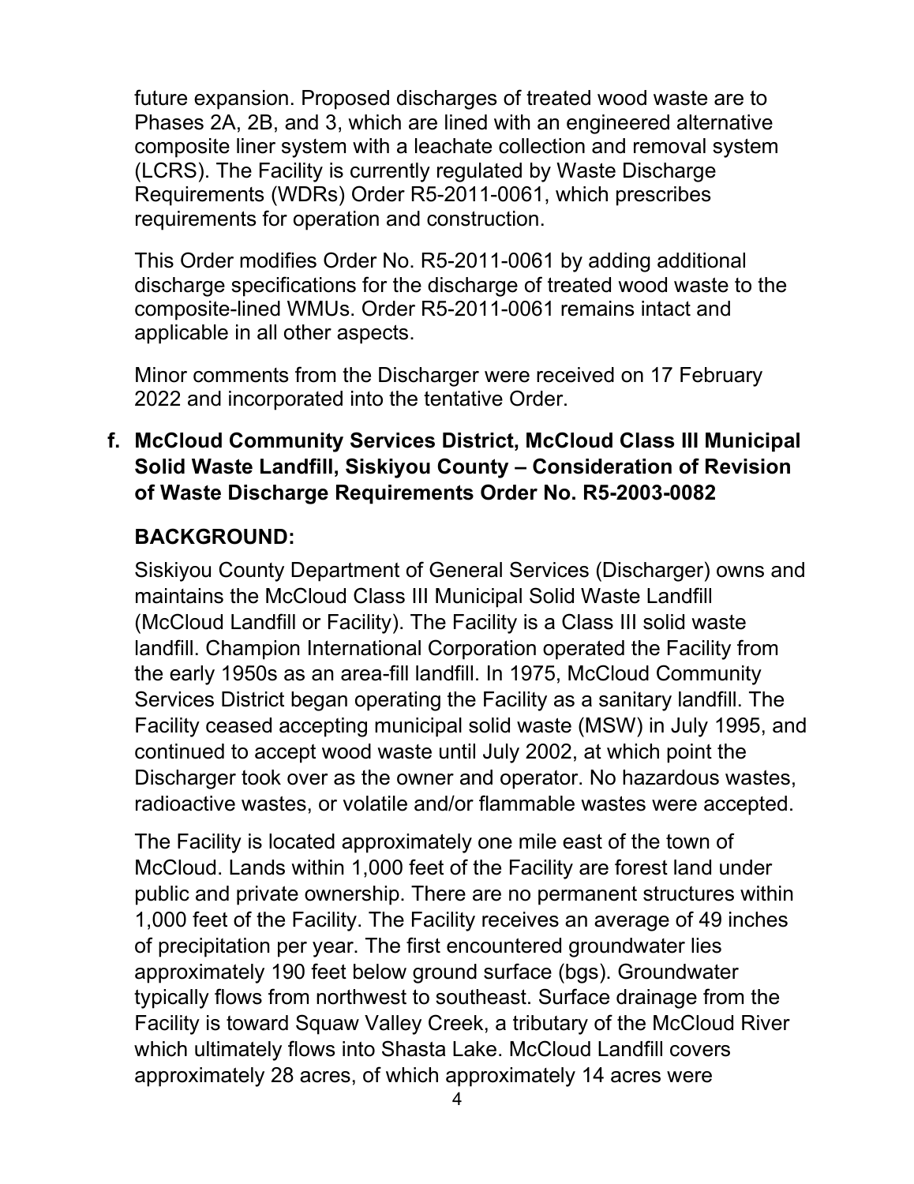future expansion. Proposed discharges of treated wood waste are to Phases 2A, 2B, and 3, which are lined with an engineered alternative composite liner system with a leachate collection and removal system (LCRS). The Facility is currently regulated by Waste Discharge Requirements (WDRs) Order R5-2011-0061, which prescribes requirements for operation and construction.

This Order modifies Order No. R5-2011-0061 by adding additional discharge specifications for the discharge of treated wood waste to the composite-lined WMUs. Order R5-2011-0061 remains intact and applicable in all other aspects.

Minor comments from the Discharger were received on 17 February 2022 and incorporated into the tentative Order.

**f. McCloud Community Services District, McCloud Class III Municipal Solid Waste Landfill, Siskiyou County – Consideration of Revision of Waste Discharge Requirements Order No. R5-2003-0082**

**BACKGROUND:**

Siskiyou County Department of General Services (Discharger) owns and maintains the McCloud Class III Municipal Solid Waste Landfill (McCloud Landfill or Facility). The Facility is a Class III solid waste landfill. Champion International Corporation operated the Facility from the early 1950s as an area-fill landfill. In 1975, McCloud Community Services District began operating the Facility as a sanitary landfill. The Facility ceased accepting municipal solid waste (MSW) in July 1995, and continued to accept wood waste until July 2002, at which point the Discharger took over as the owner and operator. No hazardous wastes, radioactive wastes, or volatile and/or flammable wastes were accepted.

The Facility is located approximately one mile east of the town of McCloud. Lands within 1,000 feet of the Facility are forest land under public and private ownership. There are no permanent structures within 1,000 feet of the Facility. The Facility receives an average of 49 inches of precipitation per year. The first encountered groundwater lies approximately 190 feet below ground surface (bgs). Groundwater typically flows from northwest to southeast. Surface drainage from the Facility is toward Squaw Valley Creek, a tributary of the McCloud River which ultimately flows into Shasta Lake. McCloud Landfill covers approximately 28 acres, of which approximately 14 acres were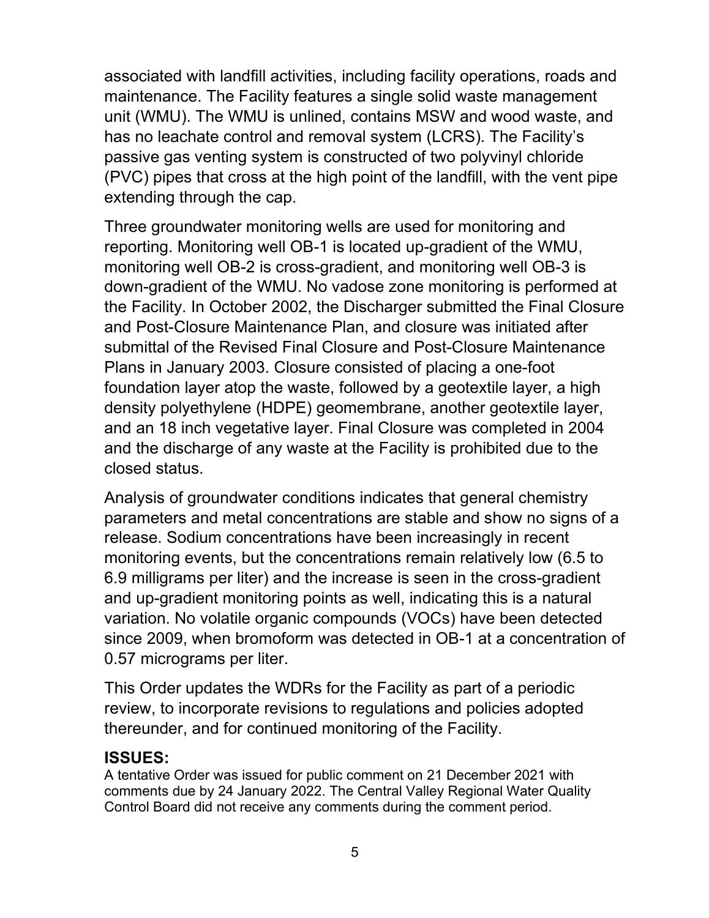associated with landfill activities, including facility operations, roads and maintenance. The Facility features a single solid waste management unit (WMU). The WMU is unlined, contains MSW and wood waste, and has no leachate control and removal system (LCRS). The Facility's passive gas venting system is constructed of two polyvinyl chloride (PVC) pipes that cross at the high point of the landfill, with the vent pipe extending through the cap.

Three groundwater monitoring wells are used for monitoring and reporting. Monitoring well OB-1 is located up-gradient of the WMU, monitoring well OB-2 is cross-gradient, and monitoring well OB-3 is down-gradient of the WMU. No vadose zone monitoring is performed at the Facility. In October 2002, the Discharger submitted the Final Closure and Post-Closure Maintenance Plan, and closure was initiated after submittal of the Revised Final Closure and Post-Closure Maintenance Plans in January 2003. Closure consisted of placing a one-foot foundation layer atop the waste, followed by a geotextile layer, a high density polyethylene (HDPE) geomembrane, another geotextile layer, and an 18 inch vegetative layer. Final Closure was completed in 2004 and the discharge of any waste at the Facility is prohibited due to the closed status.

Analysis of groundwater conditions indicates that general chemistry parameters and metal concentrations are stable and show no signs of a release. Sodium concentrations have been increasingly in recent monitoring events, but the concentrations remain relatively low (6.5 to 6.9 milligrams per liter) and the increase is seen in the cross-gradient and up-gradient monitoring points as well, indicating this is a natural variation. No volatile organic compounds (VOCs) have been detected since 2009, when bromoform was detected in OB-1 at a concentration of 0.57 micrograms per liter.

This Order updates the WDRs for the Facility as part of a periodic review, to incorporate revisions to regulations and policies adopted thereunder, and for continued monitoring of the Facility.

## ISSUES:

A tentative Order was issued for public comment on 21 December 2021 with comments due by 24 January 2022. The Central Valley Regional Water Quality Control Board did not receive any comments during the comment period.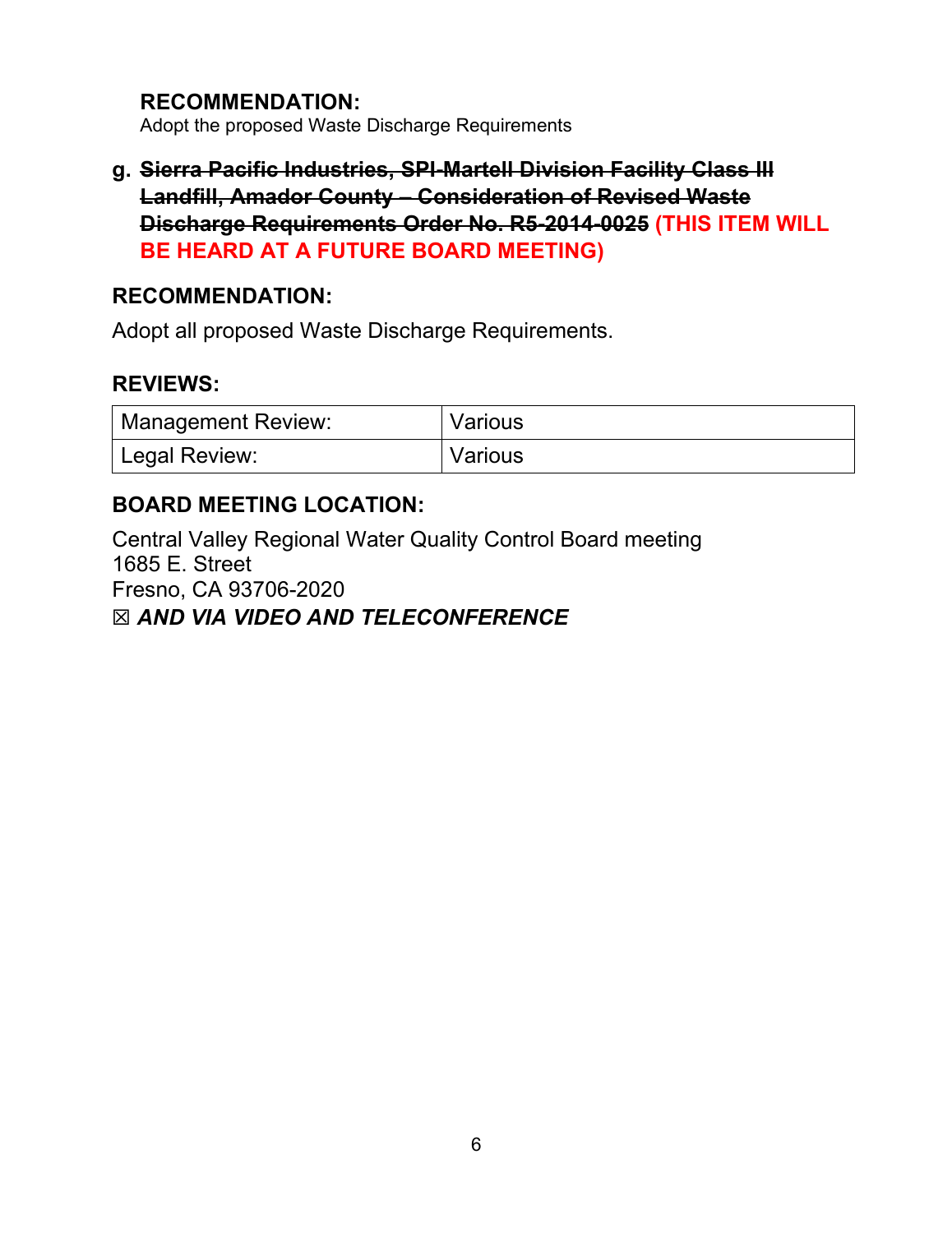**RECOMMENDATION:**
Adopt the proposed Waste Discharge Requirements

g. **~~Sierra Pacific Industries, SPI-Martell Division Facility Class III Landfill, Amador County – Consideration of Revised Waste Discharge Requirements Order No. R5-2014-0025~~ (THIS ITEM WILL BE HEARD AT A FUTURE BOARD MEETING)**

## RECOMMENDATION:

Adopt all proposed Waste Discharge Requirements.

## REVIEWS:

| | |
|---|---|
| Management Review: | Various |
| Legal Review: | Various |

## BOARD MEETING LOCATION:

Central Valley Regional Water Quality Control Board meeting
1685 E. Street
Fresno, CA 93706-2020
☒ ***AND VIA VIDEO AND TELECONFERENCE***